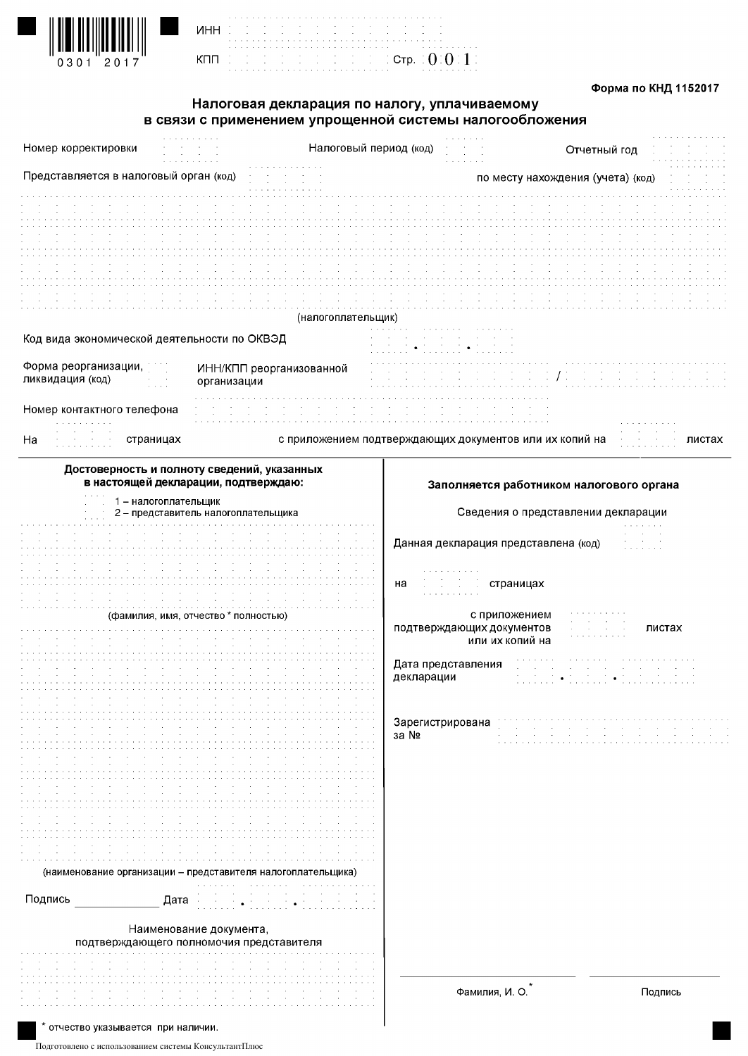0301 2017

ИНН

КПП Стр. 001

**Форма по КНД 1152017**

## Налоговая декларация по налогу, уплачиваемому в связи с применением упрощенной системы налогообложения

Номер корректировки

Налоговый период (код)

Отчетный год

Представляется в налоговый орган (код)

по месту нахождения (учета) (код)

(налогоплательщик)

Код вида экономической деятельности по ОКВЭД . .

Форма реорганизации, ликвидация (код)

ИНН/КПП реорганизованной организации /

Номер контактного телефона

На страницах с приложением подтверждающих документов или их копий на листах

**Достоверность и полноту сведений, указанных в настоящей декларации, подтверждаю:**

1 – налогоплательщик
2 – представитель налогоплательщика

(фамилия, имя, отчество * полностью)

(наименование организации – представителя налогоплательщика)

Подпись \_\_\_\_\_\_\_\_\_\_\_\_ Дата . .

Наименование документа, подтверждающего полномочия представителя

**Заполняется работником налогового органа**

Сведения о представлении декларации

Данная декларация представлена (код)

на страницах

с приложением подтверждающих документов или их копий на листах

Дата представления декларации . .

Зарегистрирована за №

Фамилия, И. О.*

Подпись

\* отчество указывается при наличии.

Подготовлено с использованием системы КонсультантПлюс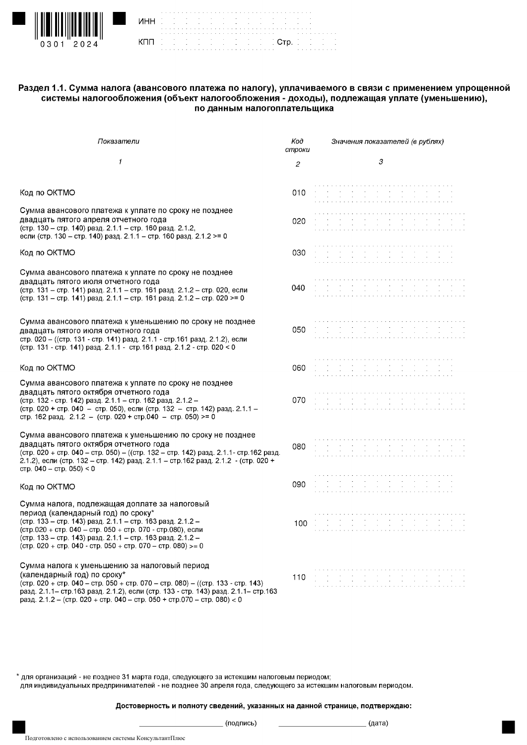0301 2024

ИНН

КПП

Стр.

## Раздел 1.1. Сумма налога (авансового платежа по налогу), уплачиваемого в связи с применением упрощенной системы налогообложения (объект налогообложения - доходы), подлежащая уплате (уменьшению), по данным налогоплательщика

| *Показатели* | *Код строки* | *Значения показателей (в рублях)* |
|---|---|---|
| *1* | *2* | *3* |
| Код по ОКТМО | 010 | |
| Сумма авансового платежа к уплате по сроку не позднее двадцать пятого апреля отчетного года (стр. 130 – стр. 140) разд. 2.1.1 – стр. 160 разд. 2.1.2, если (стр. 130 – стр. 140) разд. 2.1.1 – стр. 160 разд. 2.1.2 >= 0 | 020 | |
| Код по ОКТМО | 030 | |
| Сумма авансового платежа к уплате по сроку не позднее двадцать пятого июля отчетного года (стр. 131 – стр. 141) разд. 2.1.1 – стр. 161 разд. 2.1.2 – стр. 020, если (стр. 131 – стр. 141) разд. 2.1.1 – стр. 161 разд. 2.1.2 – стр. 020 >= 0 | 040 | |
| Сумма авансового платежа к уменьшению по сроку не позднее двадцать пятого июля отчетного года стр. 020 – ((стр. 131 - стр. 141) разд. 2.1.1 - стр.161 разд. 2.1.2), если (стр. 131 - стр. 141) разд. 2.1.1 - стр.161 разд. 2.1.2 - стр. 020 < 0 | 050 | |
| Код по ОКТМО | 060 | |
| Сумма авансового платежа к уплате по сроку не позднее двадцать пятого октября отчетного года (стр. 132 - стр. 142) разд. 2.1.1 – стр. 162 разд. 2.1.2 – (стр. 020 + стр. 040 – стр. 050), если (стр. 132 – стр. 142) разд. 2.1.1 – стр. 162 разд. 2.1.2 – (стр. 020 + стр.040 – стр. 050) >= 0 | 070 | |
| Сумма авансового платежа к уменьшению по сроку не позднее двадцать пятого октября отчетного года (стр. 020 + стр. 040 – стр. 050) – ((стр. 132 – стр. 142) разд. 2.1.1- стр.162 разд. 2.1.2), если (стр. 132 – стр. 142) разд. 2.1.1 – стр.162 разд. 2.1.2 - (стр. 020 + стр. 040 – стр. 050) < 0 | 080 | |
| Код по ОКТМО | 090 | |
| Сумма налога, подлежащая доплате за налоговый период (календарный год) по сроку* (стр. 133 – стр. 143) разд. 2.1.1 – стр. 163 разд. 2.1.2 – (стр.020 + стр. 040 – стр. 050 + стр. 070 - стр.080), если (стр. 133 – стр. 143) разд. 2.1.1 – стр. 163 разд. 2.1.2 – (стр. 020 + стр. 040 - стр. 050 + стр. 070 – стр. 080) >= 0 | 100 | |
| Сумма налога к уменьшению за налоговый период (календарный год) по сроку* (стр. 020 + стр. 040 – стр. 050 + стр. 070 – стр. 080) – ((стр. 133 - стр. 143) разд. 2.1.1– стр.163 разд. 2.1.2), если (стр. 133 - стр. 143) разд. 2.1.1– стр.163 разд. 2.1.2 – (стр. 020 + стр. 040 – стр. 050 + стр.070 – стр. 080) < 0 | 110 | |

\* для организаций - не позднее 31 марта года, следующего за истекшим налоговым периодом;
для индивидуальных предпринимателей - не позднее 30 апреля года, следующего за истекшим налоговым периодом.

**Достоверность и полноту сведений, указанных на данной странице, подтверждаю:**

_____________________ (подпись) _____________________ (дата)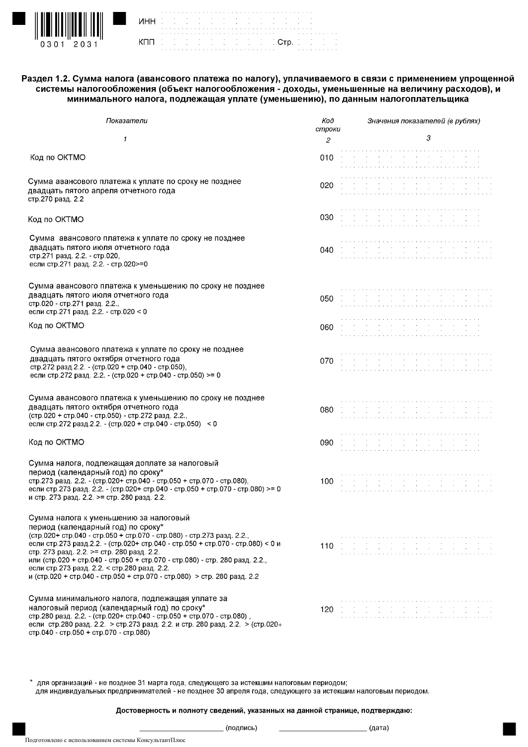0301 2031

ИНН

КПП Стр.

## Раздел 1.2. Сумма налога (авансового платежа по налогу), уплачиваемого в связи с применением упрощенной системы налогообложения (объект налогообложения - доходы, уменьшенные на величину расходов), и минимального налога, подлежащая уплате (уменьшению), по данным налогоплательщика

| *Показатели* | *Код строки* | *Значения показателей (в рублях)* |
|---|---|---|
| *1* | *2* | *3* |
| Код по ОКТМО | 010 | |
| Сумма авансового платежа к уплате по сроку не позднее двадцать пятого апреля отчетного года стр.270 разд. 2.2 | 020 | |
| Код по ОКТМО | 030 | |
| Сумма авансового платежа к уплате по сроку не позднее двадцать пятого июля отчетного года стр.271 разд. 2.2. - стр.020, если стр.271 разд. 2.2. - стр.020>=0 | 040 | |
| Сумма авансового платежа к уменьшению по сроку не позднее двадцать пятого июля отчетного года стр.020 - стр.271 разд. 2.2., если стр.271 разд. 2.2. - стр.020 < 0 | 050 | |
| Код по ОКТМО | 060 | |
| Сумма авансового платежа к уплате по сроку не позднее двадцать пятого октября отчетного года стр.272 разд.2.2. - (стр.020 + стр.040 - стр.050), если стр.272 разд. 2.2. - (стр.020 + стр.040 - стр.050) >= 0 | 070 | |
| Сумма авансового платежа к уменьшению по сроку не позднее двадцать пятого октября отчетного года (стр.020 + стр.040 - стр.050) - стр.272 разд. 2.2., если стр.272 разд.2.2. - (стр.020 + стр.040 - стр.050) < 0 | 080 | |
| Код по ОКТМО | 090 | |
| Сумма налога, подлежащая доплате за налоговый период (календарный год) по сроку* стр.273 разд. 2.2. - (стр.020+ стр.040 - стр.050 + стр.070 - стр.080), если стр.273 разд. 2.2. - (стр.020+ стр.040 - стр.050 + стр.070 - стр.080) >= 0 и стр. 273 разд. 2.2. >= стр. 280 разд. 2.2. | 100 | |
| Сумма налога к уменьшению за налоговый период (календарный год) по сроку* (стр.020+ стр.040 - стр.050 + стр.070 - стр.080) - стр.273 разд. 2.2., если стр.273 разд.2.2. - (стр.020+ стр.040 - стр.050 + стр.070 - стр.080) < 0 и стр. 273 разд. 2.2. >= стр. 280 разд. 2.2. или (стр.020 + стр.040 - стр.050 + стр.070 - стр.080) - стр. 280 разд. 2.2., если стр.273 разд. 2.2. < стр.280 разд. 2.2. и (стр.020 + стр.040 - стр.050 + стр.070 - стр.080) > стр. 280 разд. 2.2 | 110 | |
| Сумма минимального налога, подлежащая уплате за налоговый период (календарный год) по сроку* стр.280 разд. 2.2. - (стр.020+ стр.040 - стр.050 + стр.070 - стр.080), если стр.280 разд. 2.2. > стр.273 разд. 2.2. и стр. 280 разд. 2.2. > (стр.020+ стр.040 - стр.050 + стр.070 - стр.080) | 120 | |

\* для организаций - не позднее 31 марта года, следующего за истекшим налоговым периодом;
для индивидуальных предпринимателей - не позднее 30 апреля года, следующего за истекшим налоговым периодом.

**Достоверность и полноту сведений, указанных на данной странице, подтверждаю:**

_________________ (подпись) _________________ (дата)

Подготовлено с использованием системы КонсультантПлюс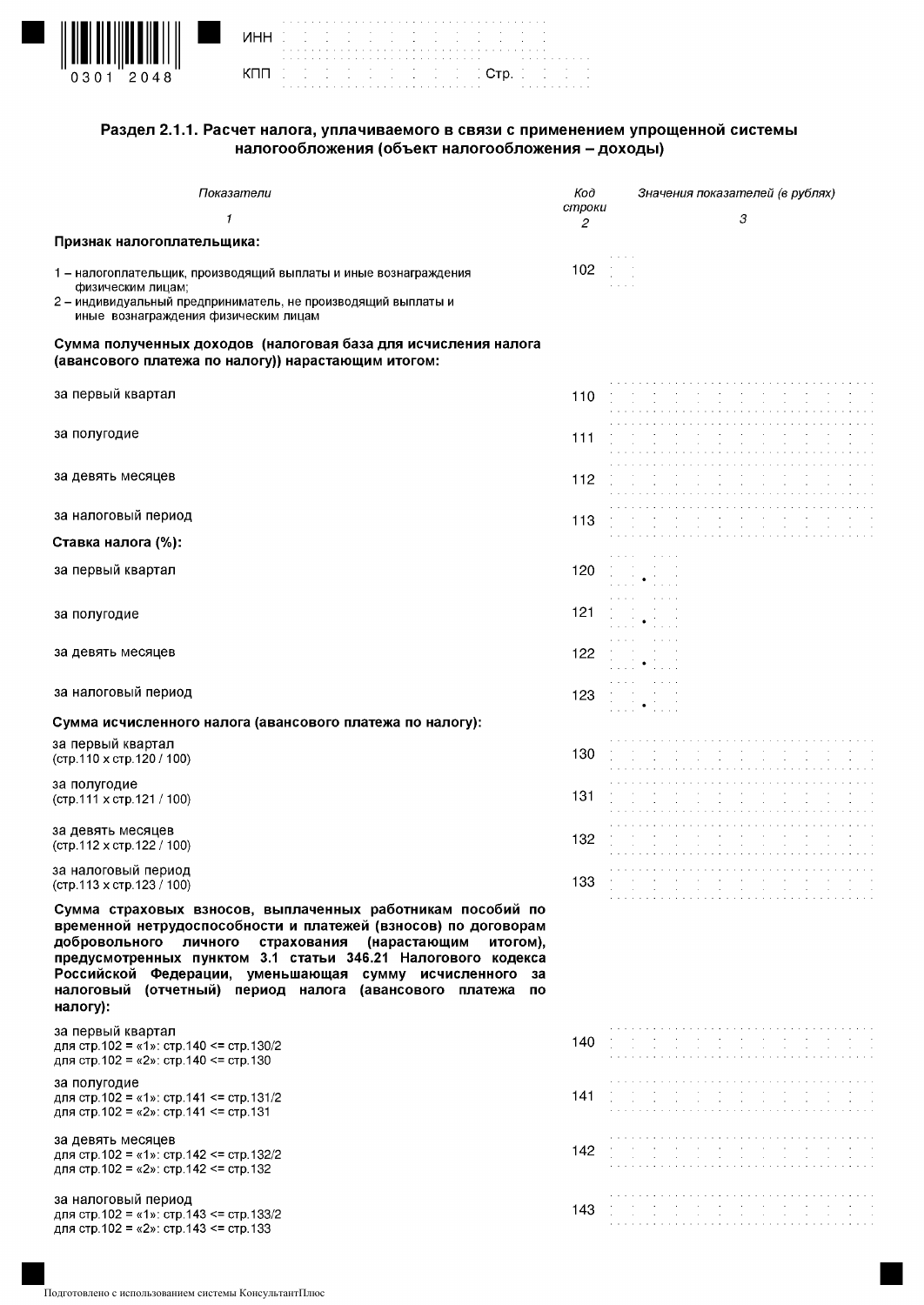0301 2048

ИНН

КПП Стр.

## Раздел 2.1.1. Расчет налога, уплачиваемого в связи с применением упрощенной системы налогообложения (объект налогообложения – доходы)

| *Показатели* | *Код строки* | *Значения показателей (в рублях)* |
|---|---|---|
| *1* | *2* | *3* |
| **Признак налогоплательщика:** | | |
| 1 – налогоплательщик, производящий выплаты и иные вознаграждения физическим лицам;<br>2 – индивидуальный предприниматель, не производящий выплаты и иные вознаграждения физическим лицам | 102 | |
| **Сумма полученных доходов (налоговая база для исчисления налога (авансового платежа по налогу)) нарастающим итогом:** | | |
| за первый квартал | 110 | |
| за полугодие | 111 | |
| за девять месяцев | 112 | |
| за налоговый период | 113 | |
| **Ставка налога (%):** | | |
| за первый квартал | 120 | . |
| за полугодие | 121 | . |
| за девять месяцев | 122 | . |
| за налоговый период | 123 | . |
| **Сумма исчисленного налога (авансового платежа по налогу):** | | |
| за первый квартал (стр.110 х стр.120 / 100) | 130 | |
| за полугодие (стр.111 х стр.121 / 100) | 131 | |
| за девять месяцев (стр.112 х стр.122 / 100) | 132 | |
| за налоговый период (стр.113 х стр.123 / 100) | 133 | |
| **Сумма страховых взносов, выплаченных работникам пособий по временной нетрудоспособности и платежей (взносов) по договорам добровольного личного страхования (нарастающим итогом), предусмотренных пунктом 3.1 статьи 346.21 Налогового кодекса Российской Федерации, уменьшающая сумму исчисленного за налоговый (отчетный) период налога (авансового платежа по налогу):** | | |
| за первый квартал<br>для стр.102 = «1»: стр.140 <= стр.130/2<br>для стр.102 = «2»: стр.140 <= стр.130 | 140 | |
| за полугодие<br>для стр.102 = «1»: стр.141 <= стр.131/2<br>для стр.102 = «2»: стр.141 <= стр.131 | 141 | |
| за девять месяцев<br>для стр.102 = «1»: стр.142 <= стр.132/2<br>для стр.102 = «2»: стр.142 <= стр.132 | 142 | |
| за налоговый период<br>для стр.102 = «1»: стр.143 <= стр.133/2<br>для стр.102 = «2»: стр.143 <= стр.133 | 143 | |

Подготовлено с использованием системы КонсультантПлюс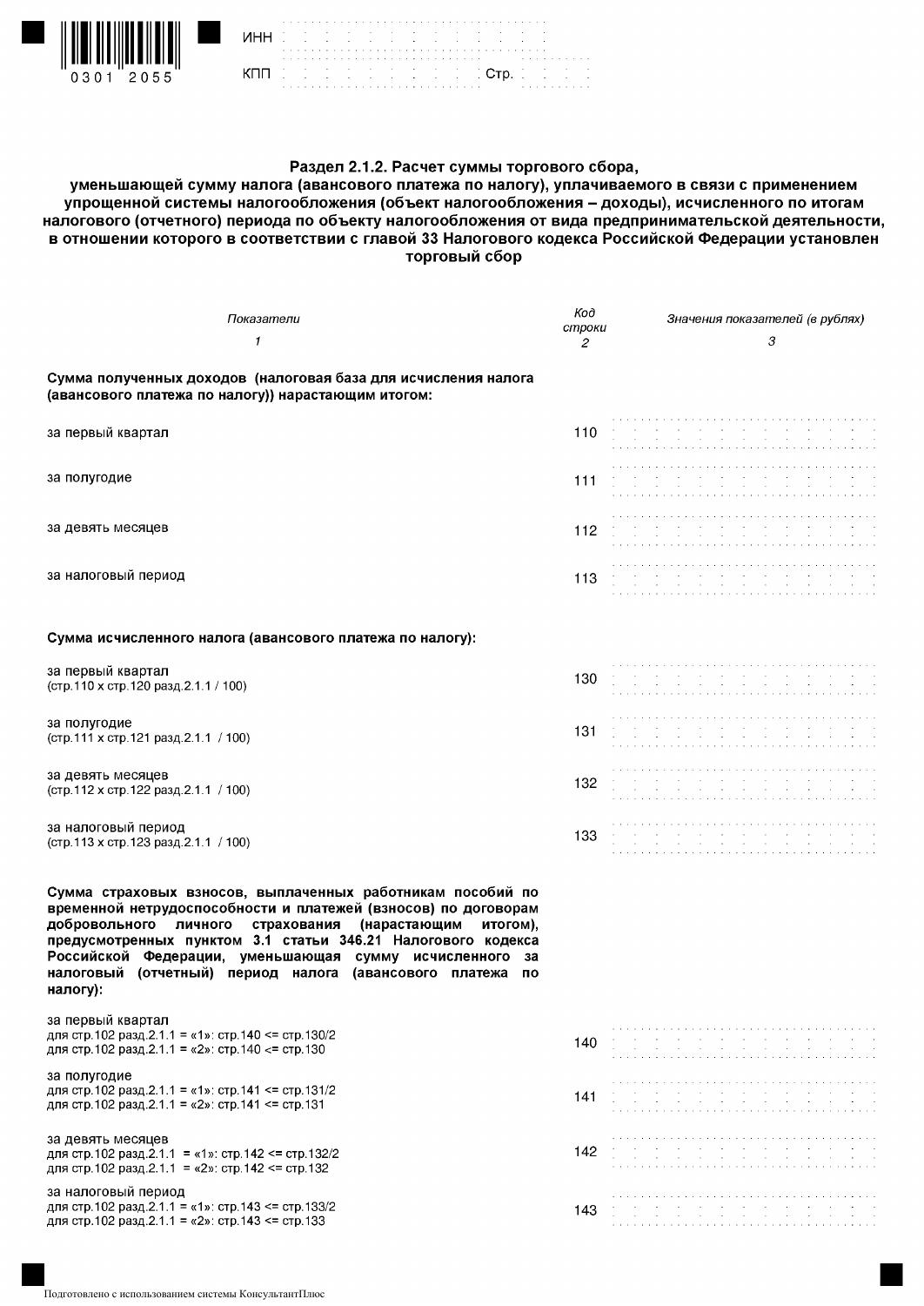ИНН

КПП Стр.

## Раздел 2.1.2. Расчет суммы торгового сбора, уменьшающей сумму налога (авансового платежа по налогу), уплачиваемого в связи с применением упрощенной системы налогообложения (объект налогообложения – доходы), исчисленного по итогам налогового (отчетного) периода по объекту налогообложения от вида предпринимательской деятельности, в отношении которого в соответствии с главой 33 Налогового кодекса Российской Федерации установлен торговый сбор

| *Показатели* | *Код строки* | *Значения показателей (в рублях)* |
|---|---|---|
| *1* | *2* | *3* |
| **Сумма полученных доходов (налоговая база для исчисления налога (авансового платежа по налогу)) нарастающим итогом:** | | |
| за первый квартал | 110 | |
| за полугодие | 111 | |
| за девять месяцев | 112 | |
| за налоговый период | 113 | |
| **Сумма исчисленного налога (авансового платежа по налогу):** | | |
| за первый квартал (стр.110 х стр.120 разд.2.1.1 / 100) | 130 | |
| за полугодие (стр.111 х стр.121 разд.2.1.1 / 100) | 131 | |
| за девять месяцев (стр.112 х стр.122 разд.2.1.1 / 100) | 132 | |
| за налоговый период (стр.113 х стр.123 разд.2.1.1 / 100) | 133 | |
| **Сумма страховых взносов, выплаченных работникам пособий по временной нетрудоспособности и платежей (взносов) по договорам добровольного личного страхования (нарастающим итогом), предусмотренных пунктом 3.1 статьи 346.21 Налогового кодекса Российской Федерации, уменьшающая сумму исчисленного за налоговый (отчетный) период налога (авансового платежа по налогу):** | | |
| за первый квартал<br>для стр.102 разд.2.1.1 = «1»: стр.140 <= стр.130/2<br>для стр.102 разд.2.1.1 = «2»: стр.140 <= стр.130 | 140 | |
| за полугодие<br>для стр.102 разд.2.1.1 = «1»: стр.141 <= стр.131/2<br>для стр.102 разд.2.1.1 = «2»: стр.141 <= стр.131 | 141 | |
| за девять месяцев<br>для стр.102 разд.2.1.1 = «1»: стр.142 <= стр.132/2<br>для стр.102 разд.2.1.1 = «2»: стр.142 <= стр.132 | 142 | |
| за налоговый период<br>для стр.102 разд.2.1.1 = «1»: стр.143 <= стр.133/2<br>для стр.102 разд.2.1.1 = «2»: стр.143 <= стр.133 | 143 | |

Подготовлено с использованием системы КонсультантПлюс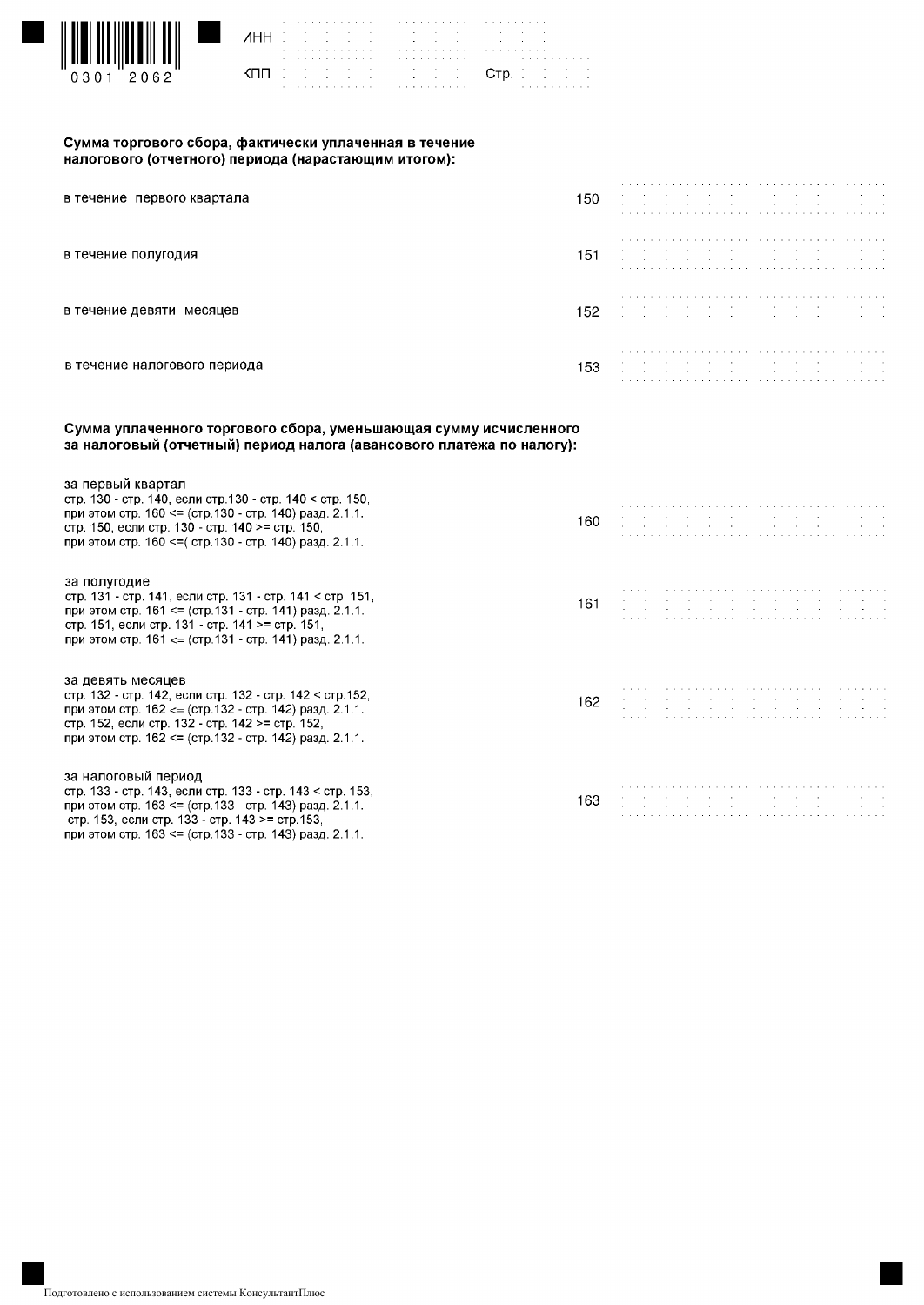0301 2062

ИНН

КПП Стр.

**Сумма торгового сбора, фактически уплаченная в течение налогового (отчетного) периода (нарастающим итогом):**

| | | |
|---|---|---|
| в течение первого квартала | 150 | |
| в течение полугодия | 151 | |
| в течение девяти месяцев | 152 | |
| в течение налогового периода | 153 | |

**Сумма уплаченного торгового сбора, уменьшающая сумму исчисленного за налоговый (отчетный) период налога (авансового платежа по налогу):**

| | | |
|---|---|---|
| за первый квартал<br>стр. 130 - стр. 140, если стр.130 - стр. 140 < стр. 150,<br>при этом стр. 160 <= (стр.130 - стр. 140) разд. 2.1.1.<br>стр. 150, если стр. 130 - стр. 140 >= стр. 150,<br>при этом стр. 160 <=( стр.130 - стр. 140) разд. 2.1.1. | 160 | |
| за полугодие<br>стр. 131 - стр. 141, если стр. 131 - стр. 141 < стр. 151,<br>при этом стр. 161 <= (стр.131 - стр. 141) разд. 2.1.1.<br>стр. 151, если стр. 131 - стр. 141 >= стр. 151,<br>при этом стр. 161 <= (стр.131 - стр. 141) разд. 2.1.1. | 161 | |
| за девять месяцев<br>стр. 132 - стр. 142, если стр. 132 - стр. 142 < стр.152,<br>при этом стр. 162 <= (стр.132 - стр. 142) разд. 2.1.1.<br>стр. 152, если стр. 132 - стр. 142 >= стр. 152,<br>при этом стр. 162 <= (стр.132 - стр. 142) разд. 2.1.1. | 162 | |
| за налоговый период<br>стр. 133 - стр. 143, если стр. 133 - стр. 143 < стр. 153,<br>при этом стр. 163 <= (стр.133 - стр. 143) разд. 2.1.1.<br>стр. 153, если стр. 133 - стр. 143 >= стр.153,<br>при этом стр. 163 <= (стр.133 - стр. 143) разд. 2.1.1. | 163 | |

Подготовлено с использованием системы КонсультантПлюс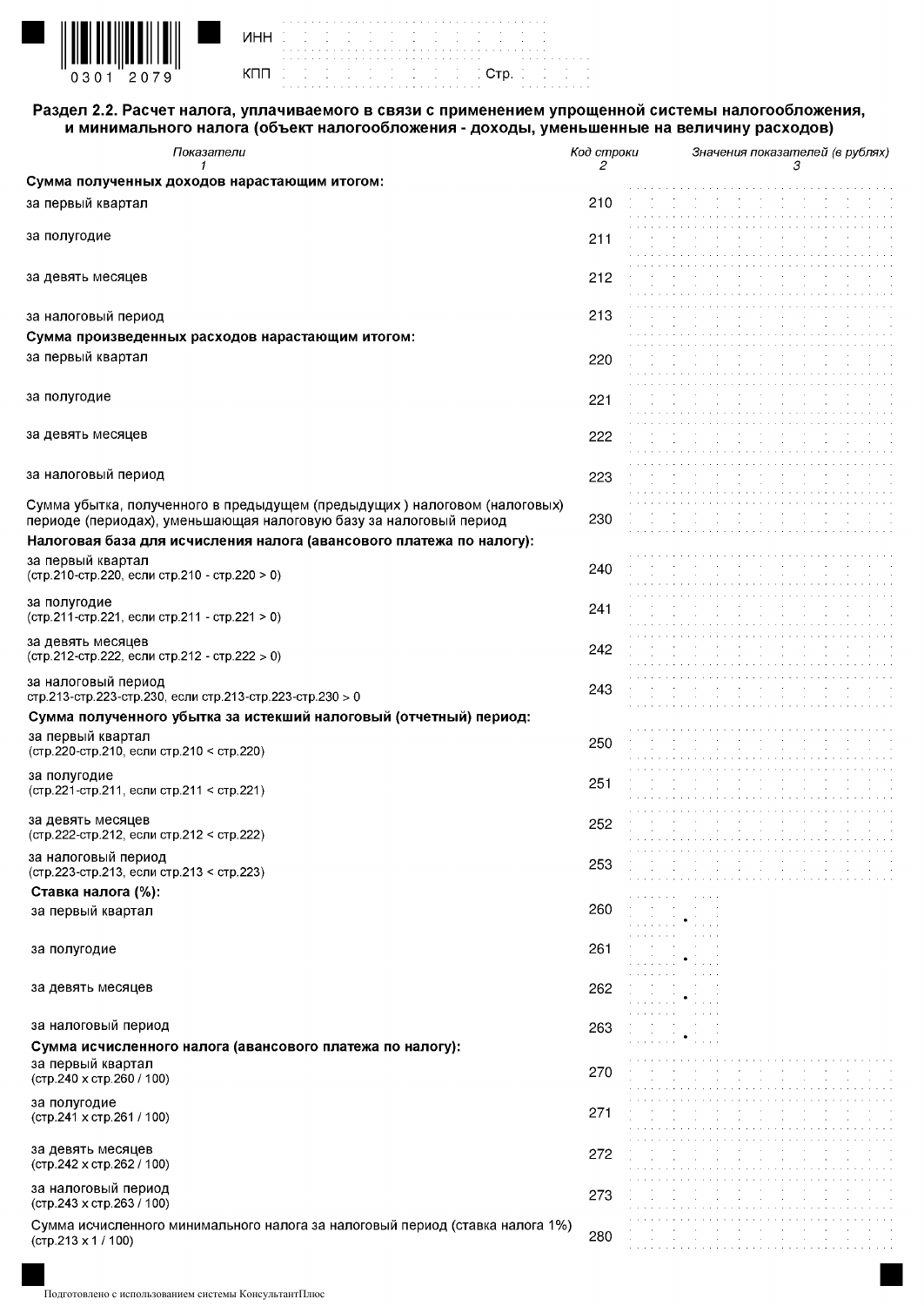ИНН

КПП Стр.

0301 2079

## Раздел 2.2. Расчет налога, уплачиваемого в связи с применением упрощенной системы налогообложения, и минимального налога (объект налогообложения - доходы, уменьшенные на величину расходов)

| Показатели | Код строки | Значения показателей (в рублях) |
|---|---|---|
| 1 | 2 | 3 |
| **Сумма полученных доходов нарастающим итогом:** | | |
| за первый квартал | 210 | |
| за полугодие | 211 | |
| за девять месяцев | 212 | |
| за налоговый период | 213 | |
| **Сумма произведенных расходов нарастающим итогом:** | | |
| за первый квартал | 220 | |
| за полугодие | 221 | |
| за девять месяцев | 222 | |
| за налоговый период | 223 | |
| Сумма убытка, полученного в предыдущем (предыдущих) налоговом (налоговых) периоде (периодах), уменьшающая налоговую базу за налоговый период | 230 | |
| **Налоговая база для исчисления налога (авансового платежа по налогу):** | | |
| за первый квартал (стр.210-стр.220, если стр.210 - стр.220 > 0) | 240 | |
| за полугодие (стр.211-стр.221, если стр.211 - стр.221 > 0) | 241 | |
| за девять месяцев (стр.212-стр.222, если стр.212 - стр.222 > 0) | 242 | |
| за налоговый период стр.213-стр.223-стр.230, если стр.213-стр.223-стр.230 > 0 | 243 | |
| **Сумма полученного убытка за истекший налоговый (отчетный) период:** | | |
| за первый квартал (стр.220-стр.210, если стр.210 < стр.220) | 250 | |
| за полугодие (стр.221-стр.211, если стр.211 < стр.221) | 251 | |
| за девять месяцев (стр.222-стр.212, если стр.212 < стр.222) | 252 | |
| за налоговый период (стр.223-стр.213, если стр.213 < стр.223) | 253 | |
| **Ставка налога (%):** | | |
| за первый квартал | 260 | . |
| за полугодие | 261 | . |
| за девять месяцев | 262 | . |
| за налоговый период | 263 | . |
| **Сумма исчисленного налога (авансового платежа по налогу):** | | |
| за первый квартал (стр.240 х стр.260 / 100) | 270 | |
| за полугодие (стр.241 х стр.261 / 100) | 271 | |
| за девять месяцев (стр.242 х стр.262 / 100) | 272 | |
| за налоговый период (стр.243 х стр.263 / 100) | 273 | |
| Сумма исчисленного минимального налога за налоговый период (ставка налога 1%) (стр.213 х 1 / 100) | 280 | |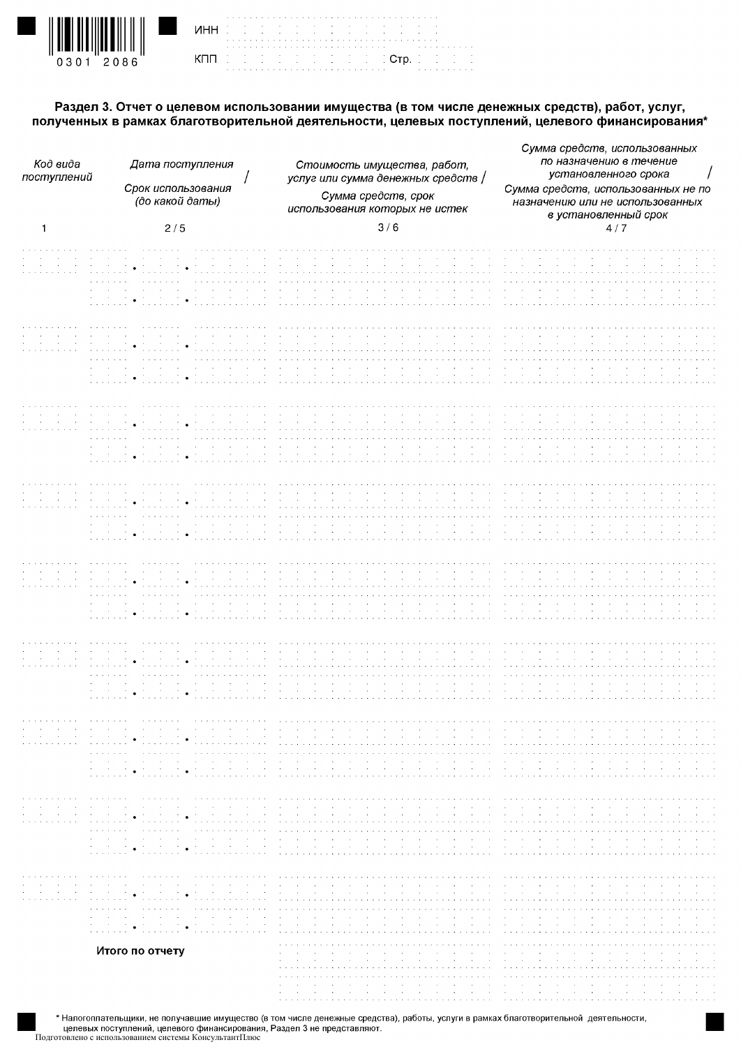0301 2086

ИНН

КПП Стр.

## Раздел 3. Отчет о целевом использовании имущества (в том числе денежных средств), работ, услуг, полученных в рамках благотворительной деятельности, целевых поступлений, целевого финансирования*

| *Код вида поступлений* | *Дата поступления* / *Срок использования (до какой даты)* | *Стоимость имущества, работ, услуг или сумма денежных средств* / *Сумма средств, срок использования которых не истек* | *Сумма средств, использованных по назначению в течение установленного срока* / *Сумма средств, использованных не по назначению или не использованных в установленный срок* |
|---|---|---|---|
| 1 | 2 / 5 | 3 / 6 | 4 / 7 |
| | . . | | |
| | . . | | |
| | . . | | |
| | . . | | |
| | . . | | |
| | . . | | |
| | . . | | |
| | . . | | |
| | . . | | |
| | . . | | |
| | . . | | |
| | . . | | |
| | . . | | |
| | . . | | |
| | . . | | |
| | . . | | |
| | . . | | |
| | . . | | |
| | **Итого по отчету** | | |

\* Налогоплательщики, не получавшие имущество (в том числе денежные средства), работы, услуги в рамках благотворительной деятельности, целевых поступлений, целевого финансирования, Раздел 3 не представляют.

Подготовлено с использованием системы КонсультантПлюс